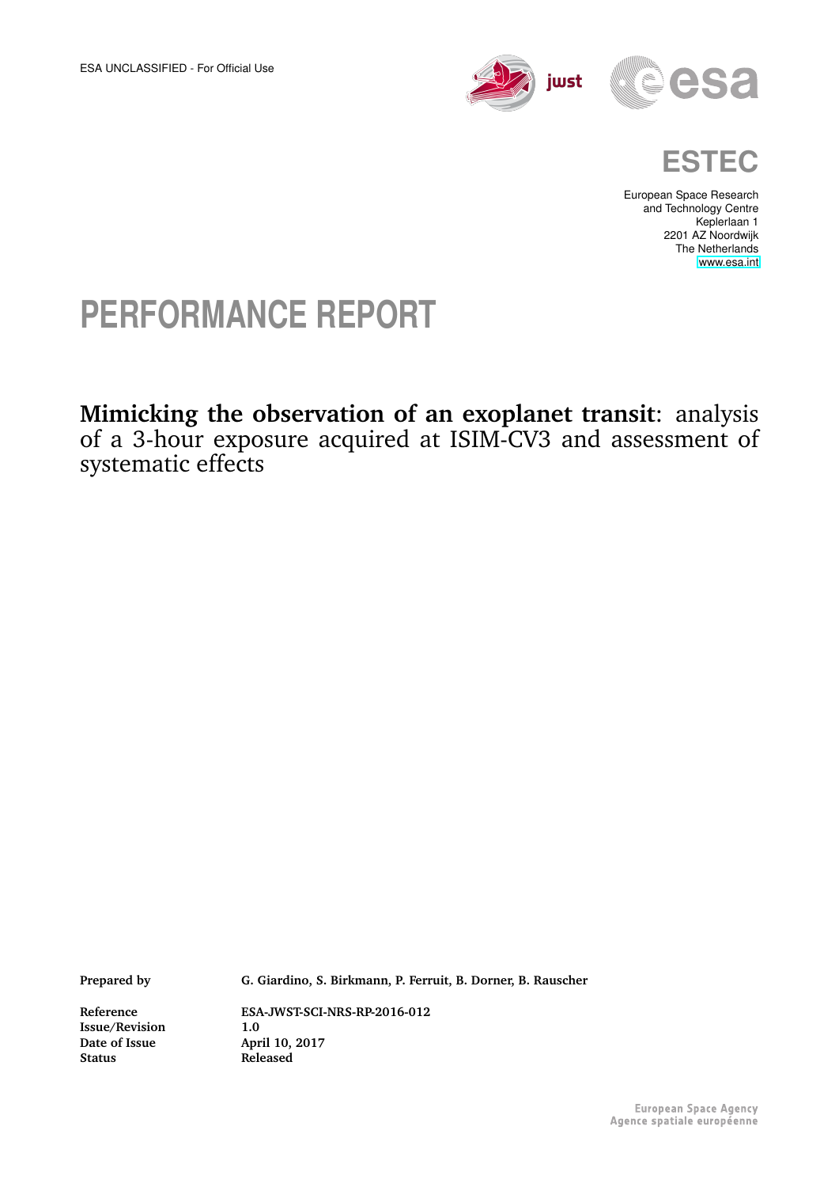ESA UNCLASSIFIED - For Official Use

**ESTEC**

European Space Research
and Technology Centre
Keplerlaan 1
2201 AZ Noordwijk
The Netherlands
www.esa.int

# PERFORMANCE REPORT

**Mimicking the observation of an exoplanet transit**: analysis of a 3-hour exposure acquired at ISIM-CV3 and assessment of systematic effects

| | |
|---|---|
| **Prepared by** | **G. Giardino, S. Birkmann, P. Ferruit, B. Dorner, B. Rauscher** |
| **Reference** | **ESA-JWST-SCI-NRS-RP-2016-012** |
| **Issue/Revision** | **1.0** |
| **Date of Issue** | **April 10, 2017** |
| **Status** | **Released** |

European Space Agency
Agence spatiale européenne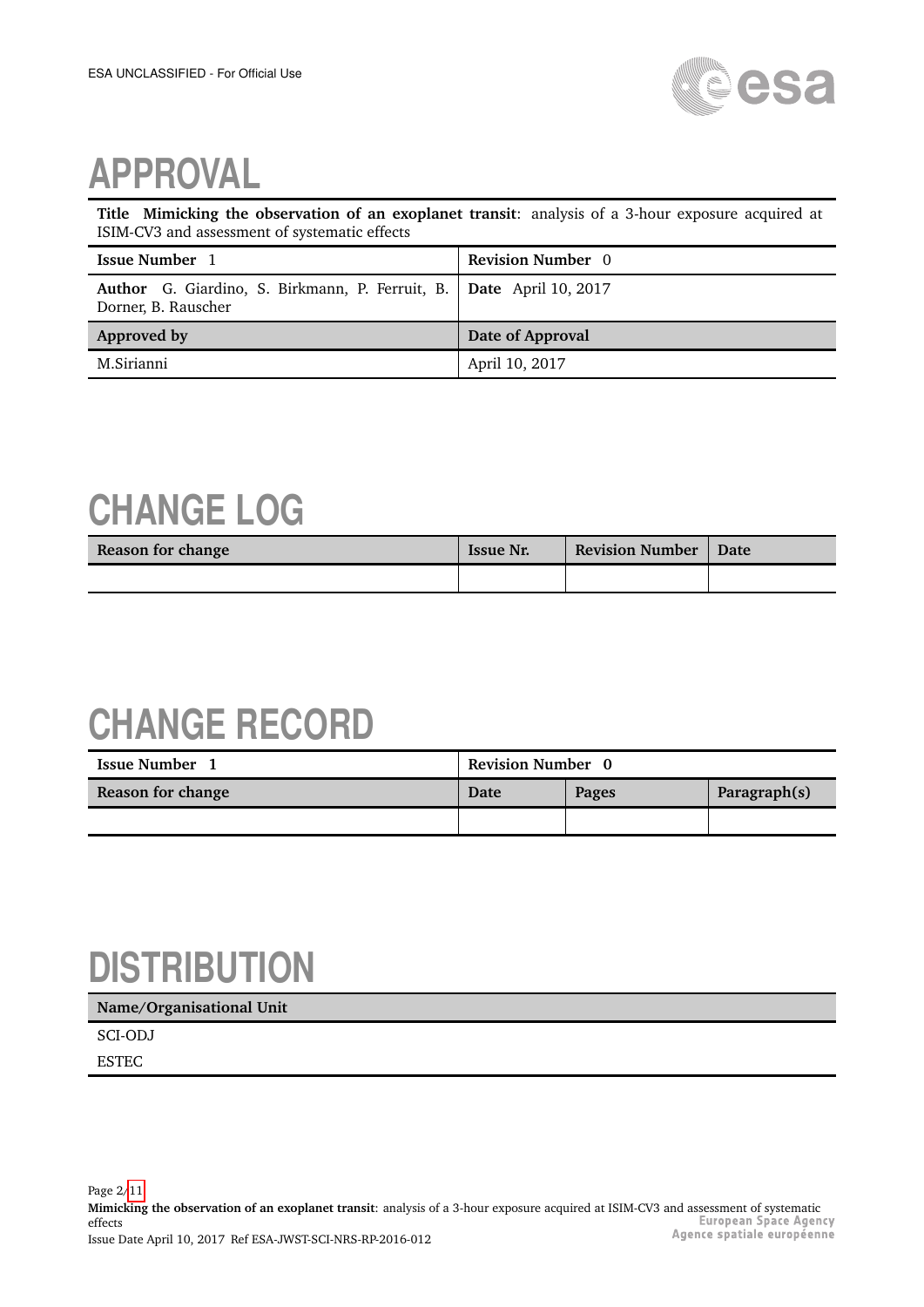# APPROVAL

| **Title** **Mimicking the observation of an exoplanet transit**: analysis of a 3-hour exposure acquired at ISIM-CV3 and assessment of systematic effects | |
|---|---|
| **Issue Number** 1 | **Revision Number** 0 |
| **Author** G. Giardino, S. Birkmann, P. Ferruit, B. Dorner, B. Rauscher | **Date** April 10, 2017 |
| **Approved by** | **Date of Approval** |
| M.Sirianni | April 10, 2017 |

# CHANGE LOG

| Reason for change | Issue Nr. | Revision Number | Date |
|---|---|---|---|
| | | | |

# CHANGE RECORD

| **Issue Number 1** | **Revision Number 0** | | |
|---|---|---|---|
| **Reason for change** | **Date** | **Pages** | **Paragraph(s)** |
| | | | |

# DISTRIBUTION

| Name/Organisational Unit |
|---|
| SCI-ODJ |
| ESTEC |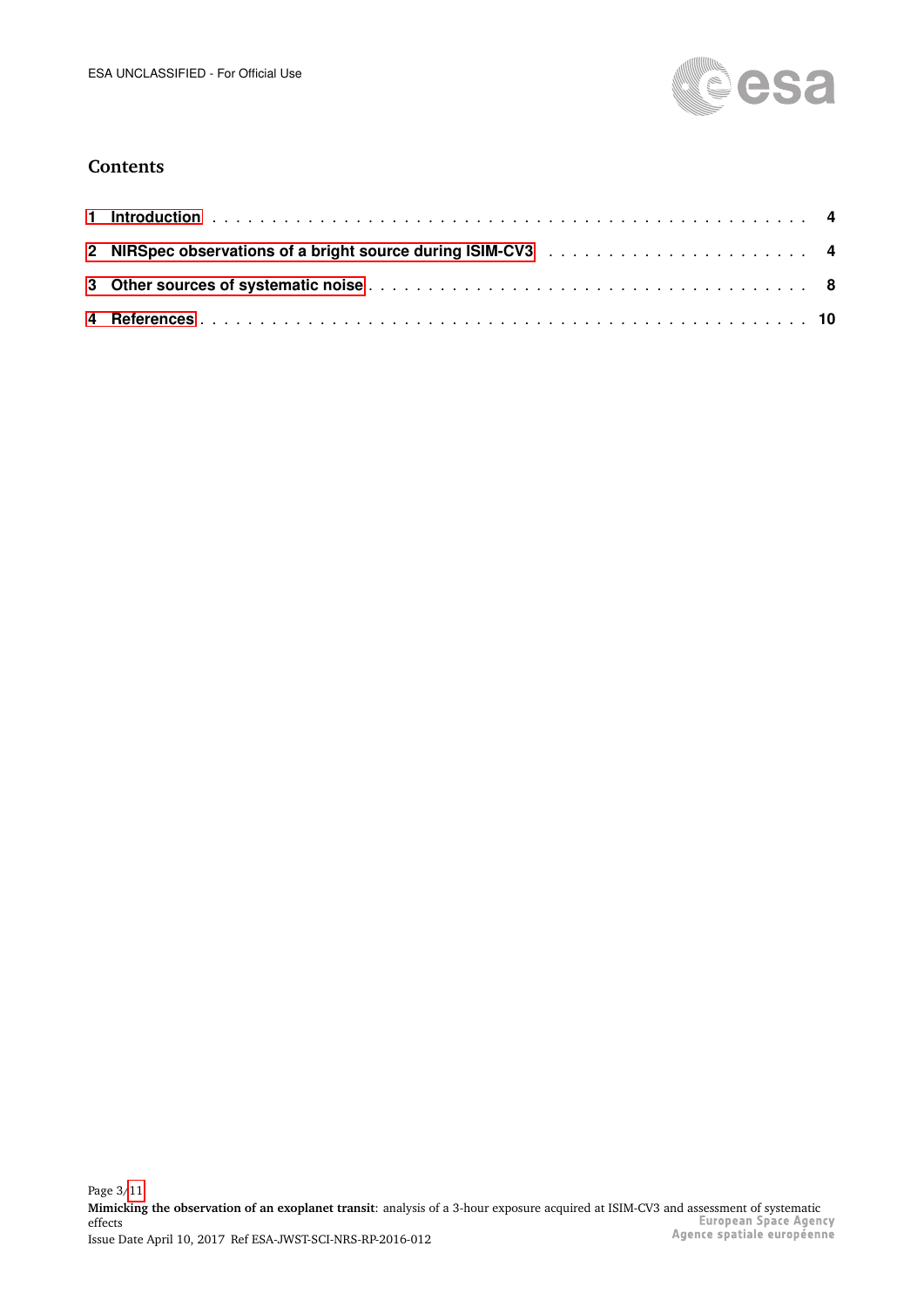## Contents

1 Introduction . . . . . . . . . . 4

2 NIRSpec observations of a bright source during ISIM-CV3 . . . . . . . . . . 4

3 Other sources of systematic noise . . . . . . . . . . 8

4 References . . . . . . . . . . 10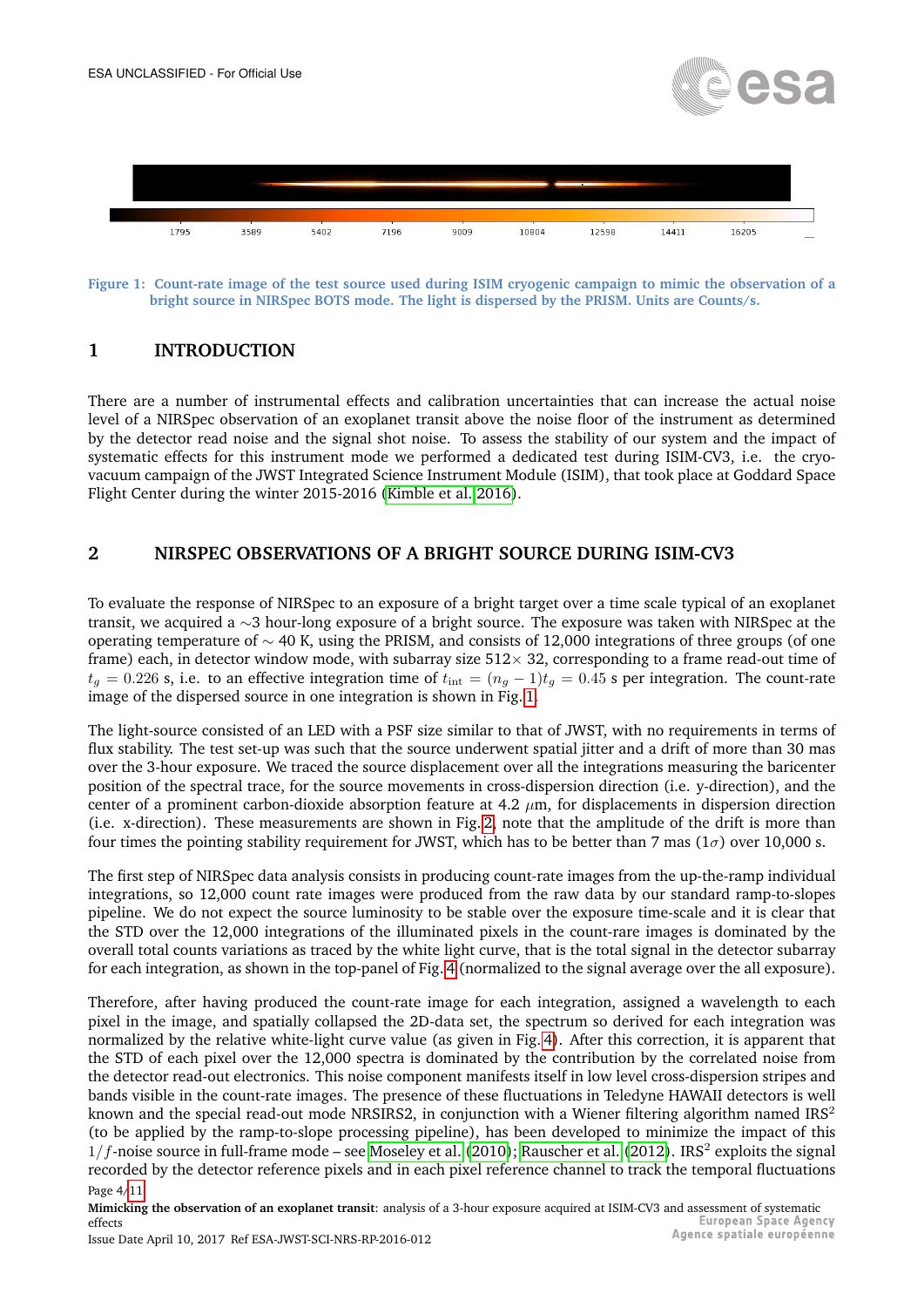Figure 1: Count-rate image of the test source used during ISIM cryogenic campaign to mimic the observation of a bright source in NIRSpec BOTS mode. The light is dispersed by the PRISM. Units are Counts/s.

# 1 INTRODUCTION

There are a number of instrumental effects and calibration uncertainties that can increase the actual noise level of a NIRSpec observation of an exoplanet transit above the noise floor of the instrument as determined by the detector read noise and the signal shot noise. To assess the stability of our system and the impact of systematic effects for this instrument mode we performed a dedicated test during ISIM-CV3, i.e. the cryo-vacuum campaign of the JWST Integrated Science Instrument Module (ISIM), that took place at Goddard Space Flight Center during the winter 2015-2016 (Kimble et al. 2016).

# 2 NIRSPEC OBSERVATIONS OF A BRIGHT SOURCE DURING ISIM-CV3

To evaluate the response of NIRSpec to an exposure of a bright target over a time scale typical of an exoplanet transit, we acquired a ∼3 hour-long exposure of a bright source. The exposure was taken with NIRSpec at the operating temperature of ∼ 40 K, using the PRISM, and consists of 12,000 integrations of three groups (of one frame) each, in detector window mode, with subarray size 512× 32, corresponding to a frame read-out time of $t_g = 0.226$ s, i.e. to an effective integration time of $t_{\rm int} = (n_g - 1)t_g = 0.45$ s per integration. The count-rate image of the dispersed source in one integration is shown in Fig. 1.

The light-source consisted of an LED with a PSF size similar to that of JWST, with no requirements in terms of flux stability. The test set-up was such that the source underwent spatial jitter and a drift of more than 30 mas over the 3-hour exposure. We traced the source displacement over all the integrations measuring the baricenter position of the spectral trace, for the source movements in cross-dispersion direction (i.e. y-direction), and the center of a prominent carbon-dioxide absorption feature at 4.2 $\mu$m, for displacements in dispersion direction (i.e. x-direction). These measurements are shown in Fig. 2, note that the amplitude of the drift is more than four times the pointing stability requirement for JWST, which has to be better than 7 mas (1$\sigma$) over 10,000 s.

The first step of NIRSpec data analysis consists in producing count-rate images from the up-the-ramp individual integrations, so 12,000 count rate images were produced from the raw data by our standard ramp-to-slopes pipeline. We do not expect the source luminosity to be stable over the exposure time-scale and it is clear that the STD over the 12,000 integrations of the illuminated pixels in the count-rare images is dominated by the overall total counts variations as traced by the white light curve, that is the total signal in the detector subarray for each integration, as shown in the top-panel of Fig. 4 (normalized to the signal average over the all exposure).

Therefore, after having produced the count-rate image for each integration, assigned a wavelength to each pixel in the image, and spatially collapsed the 2D-data set, the spectrum so derived for each integration was normalized by the relative white-light curve value (as given in Fig. 4). After this correction, it is apparent that the STD of each pixel over the 12,000 spectra is dominated by the contribution by the correlated noise from the detector read-out electronics. This noise component manifests itself in low level cross-dispersion stripes and bands visible in the count-rate images. The presence of these fluctuations in Teledyne HAWAII detectors is well known and the special read-out mode NRSIRS2, in conjunction with a Wiener filtering algorithm named IRS$^2$ (to be applied by the ramp-to-slope processing pipeline), has been developed to minimize the impact of this $1/f$-noise source in full-frame mode – see Moseley et al. (2010); Rauscher et al. (2012). IRS$^2$ exploits the signal recorded by the detector reference pixels and in each pixel reference channel to track the temporal fluctuations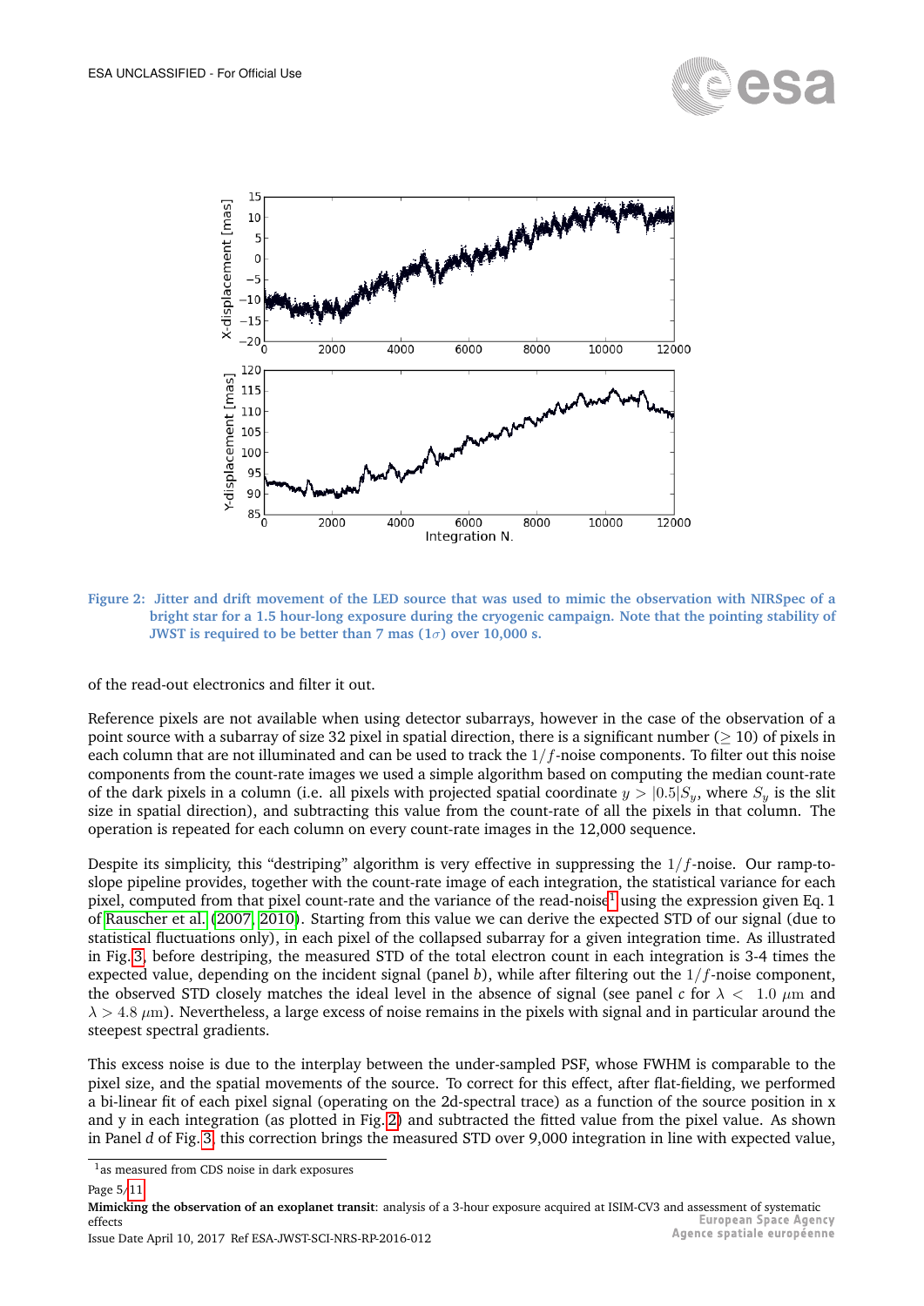Figure 2: Jitter and drift movement of the LED source that was used to mimic the observation with NIRSpec of a bright star for a 1.5 hour-long exposure during the cryogenic campaign. Note that the pointing stability of JWST is required to be better than 7 mas ($1\sigma$) over 10,000 s.

of the read-out electronics and filter it out.

Reference pixels are not available when using detector subarrays, however in the case of the observation of a point source with a subarray of size 32 pixel in spatial direction, there is a significant number ($\geq 10$) of pixels in each column that are not illuminated and can be used to track the $1/f$-noise components. To filter out this noise components from the count-rate images we used a simple algorithm based on computing the median count-rate of the dark pixels in a column (i.e. all pixels with projected spatial coordinate $y > |0.5|S_y$, where $S_y$ is the slit size in spatial direction), and subtracting this value from the count-rate of all the pixels in that column. The operation is repeated for each column on every count-rate images in the 12,000 sequence.

Despite its simplicity, this "destriping" algorithm is very effective in suppressing the $1/f$-noise. Our ramp-to-slope pipeline provides, together with the count-rate image of each integration, the statistical variance for each pixel, computed from that pixel count-rate and the variance of the read-noise[1] using the expression given Eq. 1 of Rauscher et al. (2007, 2010). Starting from this value we can derive the expected STD of our signal (due to statistical fluctuations only), in each pixel of the collapsed subarray for a given integration time. As illustrated in Fig. 3, before destriping, the measured STD of the total electron count in each integration is 3-4 times the expected value, depending on the incident signal (panel *b*), while after filtering out the $1/f$-noise component, the observed STD closely matches the ideal level in the absence of signal (see panel *c* for $\lambda < 1.0~\mu$m and $\lambda > 4.8~\mu$m). Nevertheless, a large excess of noise remains in the pixels with signal and in particular around the steepest spectral gradients.

This excess noise is due to the interplay between the under-sampled PSF, whose FWHM is comparable to the pixel size, and the spatial movements of the source. To correct for this effect, after flat-fielding, we performed a bi-linear fit of each pixel signal (operating on the 2d-spectral trace) as a function of the source position in x and y in each integration (as plotted in Fig. 2) and subtracted the fitted value from the pixel value. As shown in Panel *d* of Fig. 3, this correction brings the measured STD over 9,000 integration in line with expected value,

[1] as measured from CDS noise in dark exposures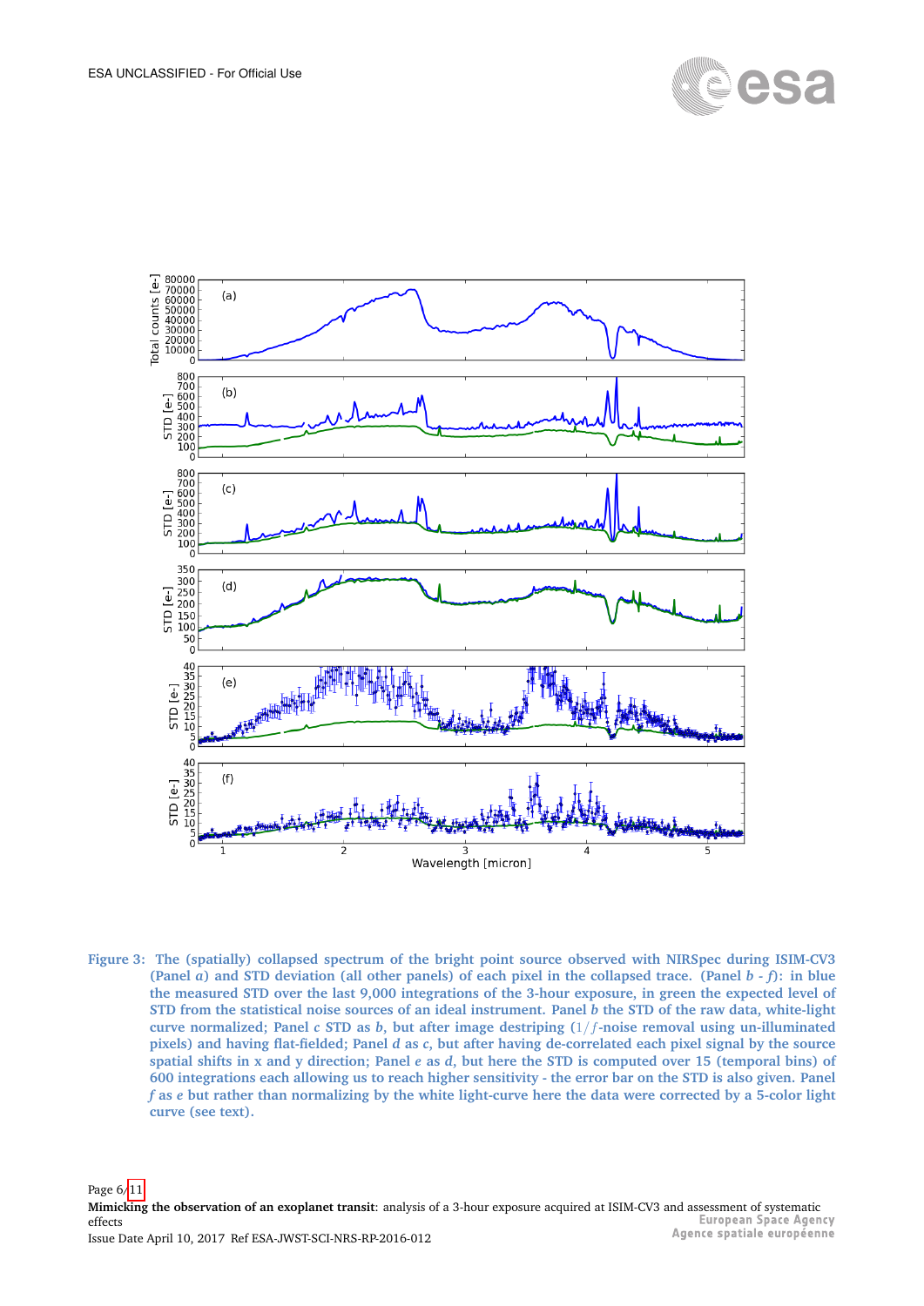Figure 3: The (spatially) collapsed spectrum of the bright point source observed with NIRSpec during ISIM-CV3 (Panel *a*) and STD deviation (all other panels) of each pixel in the collapsed trace. (Panel *b* - *f*): in blue the measured STD over the last 9,000 integrations of the 3-hour exposure, in green the expected level of STD from the statistical noise sources of an ideal instrument. Panel *b* the STD of the raw data, white-light curve normalized; Panel *c* STD as *b*, but after image destriping ($1/f$-noise removal using un-illuminated pixels) and having flat-fielded; Panel *d* as *c*, but after having de-correlated each pixel signal by the source spatial shifts in x and y direction; Panel *e* as *d*, but here the STD is computed over 15 (temporal bins) of 600 integrations each allowing us to reach higher sensitivity - the error bar on the STD is also given. Panel *f* as *e* but rather than normalizing by the white light-curve here the data were corrected by a 5-color light curve (see text).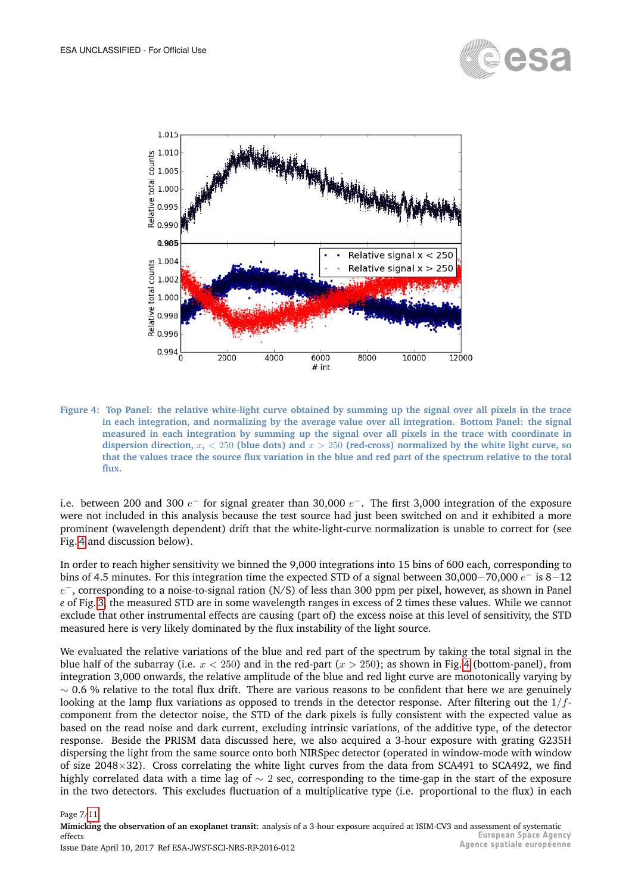Figure 4: Top Panel: the relative white-light curve obtained by summing up the signal over all pixels in the trace in each integration, and normalizing by the average value over all integration. Bottom Panel: the signal measured in each integration by summing up the signal over all pixels in the trace with coordinate in dispersion direction, $x$, $< 250$ (blue dots) and $x > 250$ (red-cross) normalized by the white light curve, so that the values trace the source flux variation in the blue and red part of the spectrum relative to the total flux.

i.e. between 200 and 300 $e^-$ for signal greater than 30,000 $e^-$. The first 3,000 integration of the exposure were not included in this analysis because the test source had just been switched on and it exhibited a more prominent (wavelength dependent) drift that the white-light-curve normalization is unable to correct for (see Fig. 4 and discussion below).

In order to reach higher sensitivity we binned the 9,000 integrations into 15 bins of 600 each, corresponding to bins of 4.5 minutes. For this integration time the expected STD of a signal between 30,000$-$70,000 $e^-$ is 8$-$12 $e^-$, corresponding to a noise-to-signal ration (N/S) of less than 300 ppm per pixel, however, as shown in Panel *e* of Fig. 3, the measured STD are in some wavelength ranges in excess of 2 times these values. While we cannot exclude that other instrumental effects are causing (part of) the excess noise at this level of sensitivity, the STD measured here is very likely dominated by the flux instability of the light source.

We evaluated the relative variations of the blue and red part of the spectrum by taking the total signal in the blue half of the subarray (i.e. $x < 250$) and in the red-part ($x > 250$); as shown in Fig. 4 (bottom-panel), from integration 3,000 onwards, the relative amplitude of the blue and red light curve are monotonically varying by $\sim$ 0.6 % relative to the total flux drift. There are various reasons to be confident that here we are genuinely looking at the lamp flux variations as opposed to trends in the detector response. After filtering out the $1/f$-component from the detector noise, the STD of the dark pixels is fully consistent with the expected value as based on the read noise and dark current, excluding intrinsic variations, of the additive type, of the detector response. Beside the PRISM data discussed here, we also acquired a 3-hour exposure with grating G235H dispersing the light from the same source onto both NIRSpec detector (operated in window-mode with window of size 2048$\times$32). Cross correlating the white light curves from the data from SCA491 to SCA492, we find highly correlated data with a time lag of $\sim$ 2 sec, corresponding to the time-gap in the start of the exposure in the two detectors. This excludes fluctuation of a multiplicative type (i.e. proportional to the flux) in each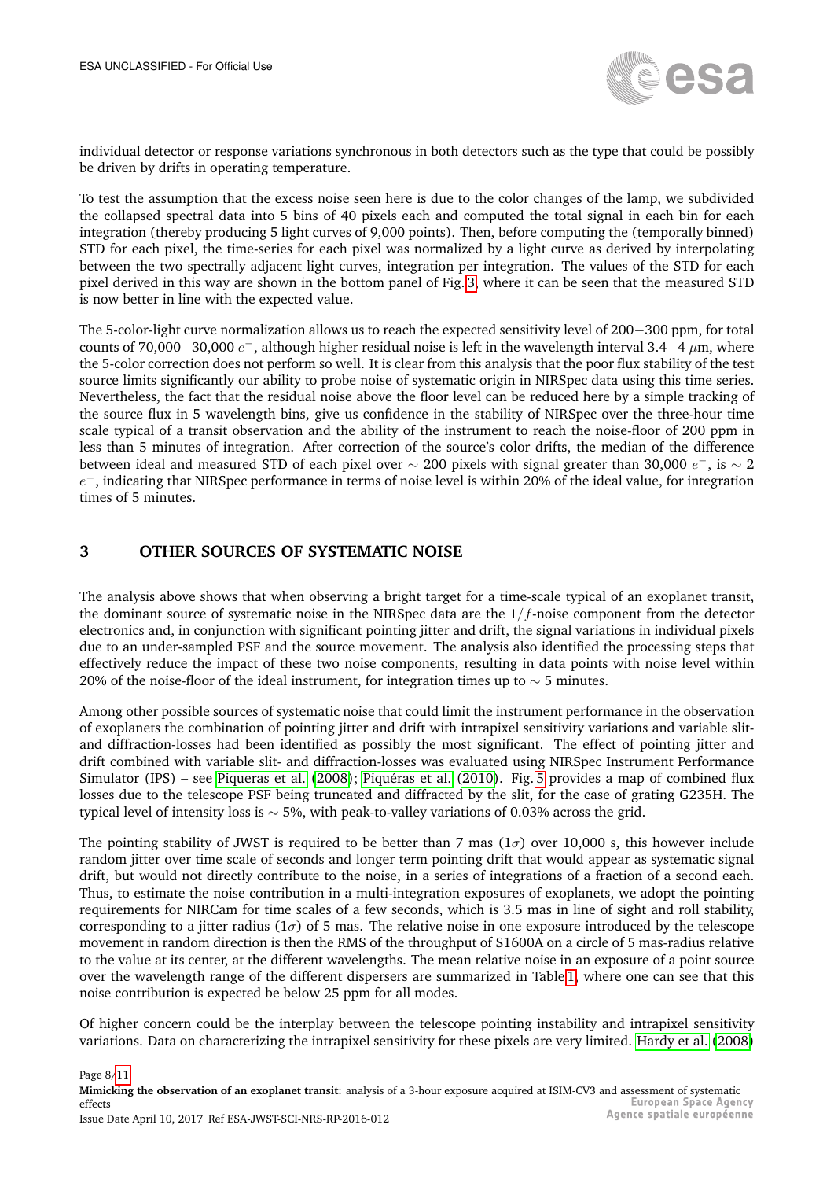individual detector or response variations synchronous in both detectors such as the type that could be possibly be driven by drifts in operating temperature.

To test the assumption that the excess noise seen here is due to the color changes of the lamp, we subdivided the collapsed spectral data into 5 bins of 40 pixels each and computed the total signal in each bin for each integration (thereby producing 5 light curves of 9,000 points). Then, before computing the (temporally binned) STD for each pixel, the time-series for each pixel was normalized by a light curve as derived by interpolating between the two spectrally adjacent light curves, integration per integration. The values of the STD for each pixel derived in this way are shown in the bottom panel of Fig.3, where it can be seen that the measured STD is now better in line with the expected value.

The 5-color-light curve normalization allows us to reach the expected sensitivity level of 200−300 ppm, for total counts of 70,000−30,000 $e^-$, although higher residual noise is left in the wavelength interval 3.4−4 $\mu$m, where the 5-color correction does not perform so well. It is clear from this analysis that the poor flux stability of the test source limits significantly our ability to probe noise of systematic origin in NIRSpec data using this time series. Nevertheless, the fact that the residual noise above the floor level can be reduced here by a simple tracking of the source flux in 5 wavelength bins, give us confidence in the stability of NIRSpec over the three-hour time scale typical of a transit observation and the ability of the instrument to reach the noise-floor of 200 ppm in less than 5 minutes of integration. After correction of the source's color drifts, the median of the difference between ideal and measured STD of each pixel over $\sim$ 200 pixels with signal greater than 30,000 $e^-$, is $\sim$ 2 $e^-$, indicating that NIRSpec performance in terms of noise level is within 20% of the ideal value, for integration times of 5 minutes.

## 3 OTHER SOURCES OF SYSTEMATIC NOISE

The analysis above shows that when observing a bright target for a time-scale typical of an exoplanet transit, the dominant source of systematic noise in the NIRSpec data are the $1/f$-noise component from the detector electronics and, in conjunction with significant pointing jitter and drift, the signal variations in individual pixels due to an under-sampled PSF and the source movement. The analysis also identified the processing steps that effectively reduce the impact of these two noise components, resulting in data points with noise level within 20% of the noise-floor of the ideal instrument, for integration times up to $\sim$ 5 minutes.

Among other possible sources of systematic noise that could limit the instrument performance in the observation of exoplanets the combination of pointing jitter and drift with intrapixel sensitivity variations and variable slit- and diffraction-losses had been identified as possibly the most significant. The effect of pointing jitter and drift combined with variable slit- and diffraction-losses was evaluated using NIRSpec Instrument Performance Simulator (IPS) – see Piqueras et al. (2008); Piquéras et al. (2010). Fig. 5 provides a map of combined flux losses due to the telescope PSF being truncated and diffracted by the slit, for the case of grating G235H. The typical level of intensity loss is $\sim$ 5%, with peak-to-valley variations of 0.03% across the grid.

The pointing stability of JWST is required to be better than 7 mas ($1\sigma$) over 10,000 s, this however include random jitter over time scale of seconds and longer term pointing drift that would appear as systematic signal drift, but would not directly contribute to the noise, in a series of integrations of a fraction of a second each. Thus, to estimate the noise contribution in a multi-integration exposures of exoplanets, we adopt the pointing requirements for NIRCam for time scales of a few seconds, which is 3.5 mas in line of sight and roll stability, corresponding to a jitter radius ($1\sigma$) of 5 mas. The relative noise in one exposure introduced by the telescope movement in random direction is then the RMS of the throughput of S1600A on a circle of 5 mas-radius relative to the value at its center, at the different wavelengths. The mean relative noise in an exposure of a point source over the wavelength range of the different dispersers are summarized in Table1, where one can see that this noise contribution is expected be below 25 ppm for all modes.

Of higher concern could be the interplay between the telescope pointing instability and intrapixel sensitivity variations. Data on characterizing the intrapixel sensitivity for these pixels are very limited. Hardy et al. (2008)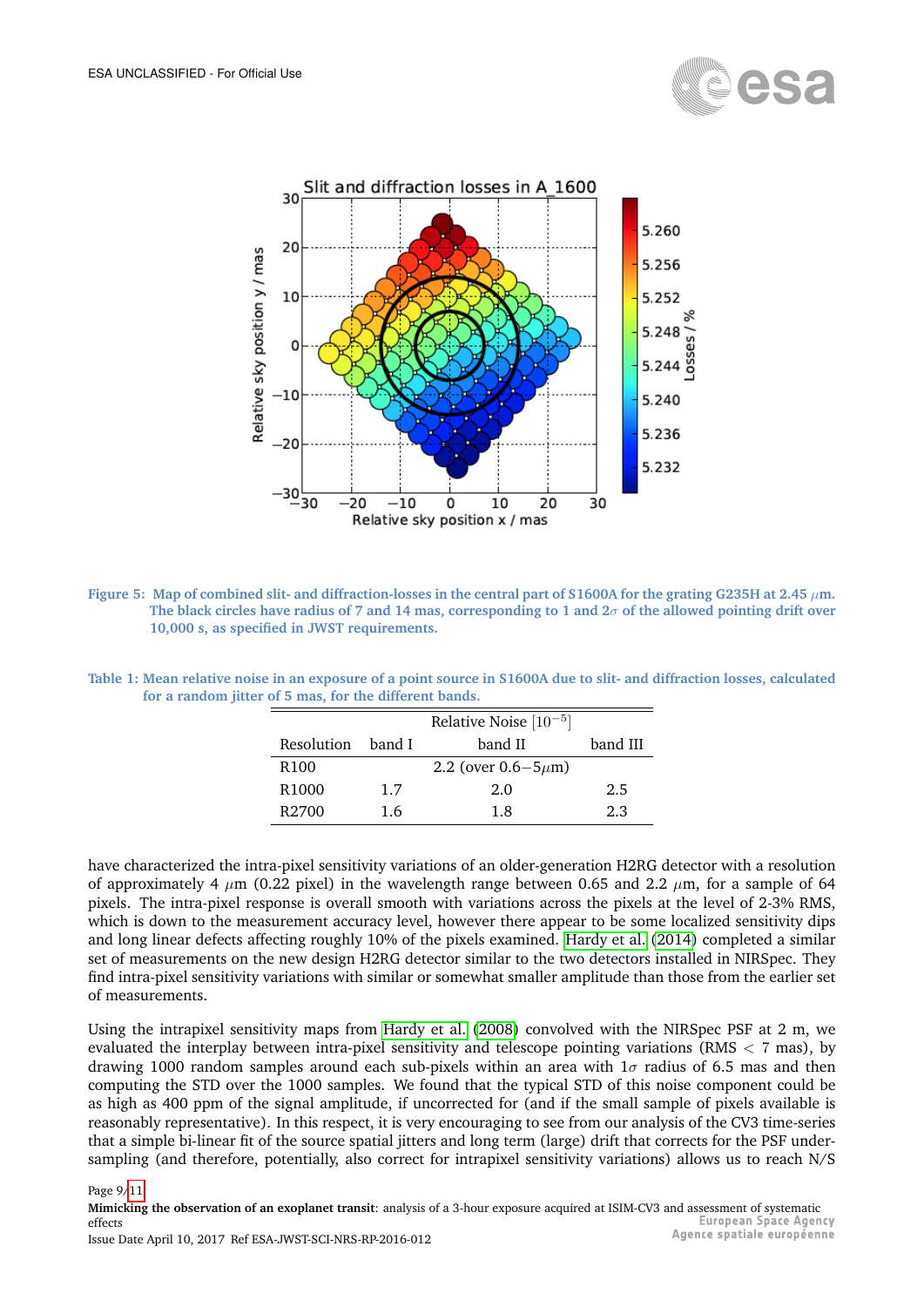**Figure 5:** Map of combined slit- and diffraction-losses in the central part of S1600A for the grating G235H at 2.45 $\mu$m. The black circles have radius of 7 and 14 mas, corresponding to 1 and 2$\sigma$ of the allowed pointing drift over 10,000 s, as specified in JWST requirements.

**Table 1:** Mean relative noise in an exposure of a point source in S1600A due to slit- and diffraction losses, calculated for a random jitter of 5 mas, for the different bands.

| | Relative Noise $[10^{-5}]$ | | |
|---|---|---|---|
| Resolution | band I | band II | band III |
| R100 | | 2.2 (over 0.6–5$\mu$m) | |
| R1000 | 1.7 | 2.0 | 2.5 |
| R2700 | 1.6 | 1.8 | 2.3 |

have characterized the intra-pixel sensitivity variations of an older-generation H2RG detector with a resolution of approximately 4 $\mu$m (0.22 pixel) in the wavelength range between 0.65 and 2.2 $\mu$m, for a sample of 64 pixels. The intra-pixel response is overall smooth with variations across the pixels at the level of 2-3% RMS, which is down to the measurement accuracy level, however there appear to be some localized sensitivity dips and long linear defects affecting roughly 10% of the pixels examined. Hardy et al. (2014) completed a similar set of measurements on the new design H2RG detector similar to the two detectors installed in NIRSpec. They find intra-pixel sensitivity variations with similar or somewhat smaller amplitude than those from the earlier set of measurements.

Using the intrapixel sensitivity maps from Hardy et al. (2008) convolved with the NIRSpec PSF at 2 m, we evaluated the interplay between intra-pixel sensitivity and telescope pointing variations (RMS $<$ 7 mas), by drawing 1000 random samples around each sub-pixels within an area with 1$\sigma$ radius of 6.5 mas and then computing the STD over the 1000 samples. We found that the typical STD of this noise component could be as high as 400 ppm of the signal amplitude, if uncorrected for (and if the small sample of pixels available is reasonably representative). In this respect, it is very encouraging to see from our analysis of the CV3 time-series that a simple bi-linear fit of the source spatial jitters and long term (large) drift that corrects for the PSF under-sampling (and therefore, potentially, also correct for intrapixel sensitivity variations) allows us to reach N/S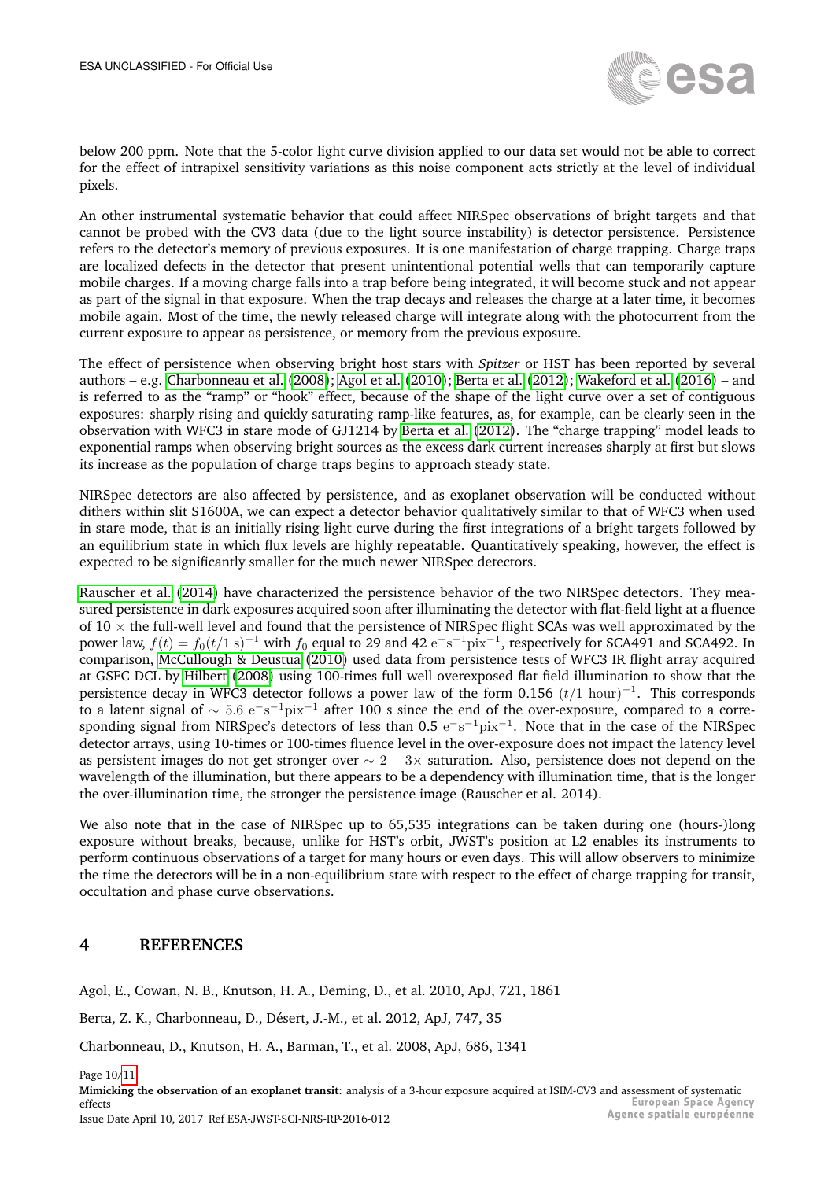below 200 ppm. Note that the 5-color light curve division applied to our data set would not be able to correct for the effect of intrapixel sensitivity variations as this noise component acts strictly at the level of individual pixels.

An other instrumental systematic behavior that could affect NIRSpec observations of bright targets and that cannot be probed with the CV3 data (due to the light source instability) is detector persistence. Persistence refers to the detector's memory of previous exposures. It is one manifestation of charge trapping. Charge traps are localized defects in the detector that present unintentional potential wells that can temporarily capture mobile charges. If a moving charge falls into a trap before being integrated, it will become stuck and not appear as part of the signal in that exposure. When the trap decays and releases the charge at a later time, it becomes mobile again. Most of the time, the newly released charge will integrate along with the photocurrent from the current exposure to appear as persistence, or memory from the previous exposure.

The effect of persistence when observing bright host stars with *Spitzer* or HST has been reported by several authors – e.g. Charbonneau et al. (2008); Agol et al. (2010); Berta et al. (2012); Wakeford et al. (2016) – and is referred to as the "ramp" or "hook" effect, because of the shape of the light curve over a set of contiguous exposures: sharply rising and quickly saturating ramp-like features, as, for example, can be clearly seen in the observation with WFC3 in stare mode of GJ1214 by Berta et al. (2012). The "charge trapping" model leads to exponential ramps when observing bright sources as the excess dark current increases sharply at first but slows its increase as the population of charge traps begins to approach steady state.

NIRSpec detectors are also affected by persistence, and as exoplanet observation will be conducted without dithers within slit S1600A, we can expect a detector behavior qualitatively similar to that of WFC3 when used in stare mode, that is an initially rising light curve during the first integrations of a bright targets followed by an equilibrium state in which flux levels are highly repeatable. Quantitatively speaking, however, the effect is expected to be significantly smaller for the much newer NIRSpec detectors.

Rauscher et al. (2014) have characterized the persistence behavior of the two NIRSpec detectors. They measured persistence in dark exposures acquired soon after illuminating the detector with flat-field light at a fluence of 10 $\times$ the full-well level and found that the persistence of NIRSpec flight SCAs was well approximated by the power law, $f(t) = f_0(t/1\,\mathrm{s})^{-1}$ with $f_0$ equal to 29 and 42 $\mathrm{e^{-}s^{-1}pix^{-1}}$, respectively for SCA491 and SCA492. In comparison, McCullough & Deustua (2010) used data from persistence tests of WFC3 IR flight array acquired at GSFC DCL by Hilbert (2008) using 100-times full well overexposed flat field illumination to show that the persistence decay in WFC3 detector follows a power law of the form 0.156 $(t/1\ \mathrm{hour})^{-1}$. This corresponds to a latent signal of $\sim 5.6\ \mathrm{e^{-}s^{-1}pix^{-1}}$ after 100 s since the end of the over-exposure, compared to a corresponding signal from NIRSpec's detectors of less than 0.5 $\mathrm{e^{-}s^{-1}pix^{-1}}$. Note that in the case of the NIRSpec detector arrays, using 10-times or 100-times fluence level in the over-exposure does not impact the latency level as persistent images do not get stronger over $\sim 2 - 3\times$ saturation. Also, persistence does not depend on the wavelength of the illumination, but there appears to be a dependency with illumination time, that is the longer the over-illumination time, the stronger the persistence image (Rauscher et al. 2014).

We also note that in the case of NIRSpec up to 65,535 integrations can be taken during one (hours-)long exposure without breaks, because, unlike for HST's orbit, JWST's position at L2 enables its instruments to perform continuous observations of a target for many hours or even days. This will allow observers to minimize the time the detectors will be in a non-equilibrium state with respect to the effect of charge trapping for transit, occultation and phase curve observations.

# 4 REFERENCES

Agol, E., Cowan, N. B., Knutson, H. A., Deming, D., et al. 2010, ApJ, 721, 1861

Berta, Z. K., Charbonneau, D., Désert, J.-M., et al. 2012, ApJ, 747, 35

Charbonneau, D., Knutson, H. A., Barman, T., et al. 2008, ApJ, 686, 1341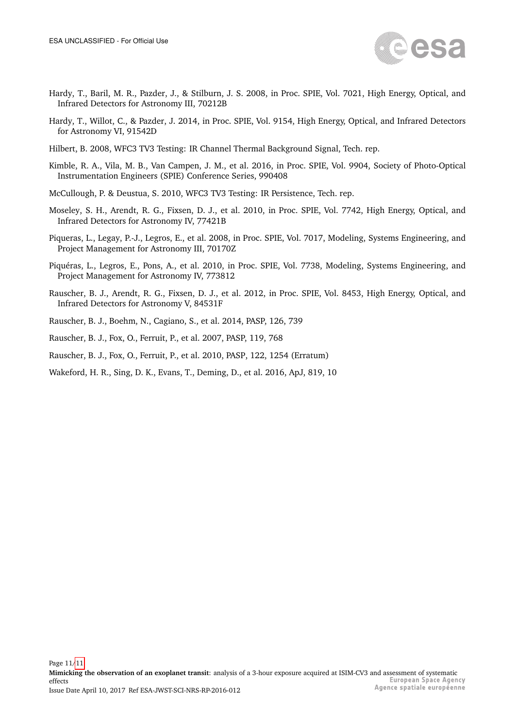Hardy, T., Baril, M. R., Pazder, J., & Stilburn, J. S. 2008, in Proc. SPIE, Vol. 7021, High Energy, Optical, and Infrared Detectors for Astronomy III, 70212B

Hardy, T., Willot, C., & Pazder, J. 2014, in Proc. SPIE, Vol. 9154, High Energy, Optical, and Infrared Detectors for Astronomy VI, 91542D

Hilbert, B. 2008, WFC3 TV3 Testing: IR Channel Thermal Background Signal, Tech. rep.

Kimble, R. A., Vila, M. B., Van Campen, J. M., et al. 2016, in Proc. SPIE, Vol. 9904, Society of Photo-Optical Instrumentation Engineers (SPIE) Conference Series, 990408

McCullough, P. & Deustua, S. 2010, WFC3 TV3 Testing: IR Persistence, Tech. rep.

Moseley, S. H., Arendt, R. G., Fixsen, D. J., et al. 2010, in Proc. SPIE, Vol. 7742, High Energy, Optical, and Infrared Detectors for Astronomy IV, 77421B

Piqueras, L., Legay, P.-J., Legros, E., et al. 2008, in Proc. SPIE, Vol. 7017, Modeling, Systems Engineering, and Project Management for Astronomy III, 70170Z

Piquéras, L., Legros, E., Pons, A., et al. 2010, in Proc. SPIE, Vol. 7738, Modeling, Systems Engineering, and Project Management for Astronomy IV, 773812

Rauscher, B. J., Arendt, R. G., Fixsen, D. J., et al. 2012, in Proc. SPIE, Vol. 8453, High Energy, Optical, and Infrared Detectors for Astronomy V, 84531F

Rauscher, B. J., Boehm, N., Cagiano, S., et al. 2014, PASP, 126, 739

Rauscher, B. J., Fox, O., Ferruit, P., et al. 2007, PASP, 119, 768

Rauscher, B. J., Fox, O., Ferruit, P., et al. 2010, PASP, 122, 1254 (Erratum)

Wakeford, H. R., Sing, D. K., Evans, T., Deming, D., et al. 2016, ApJ, 819, 10